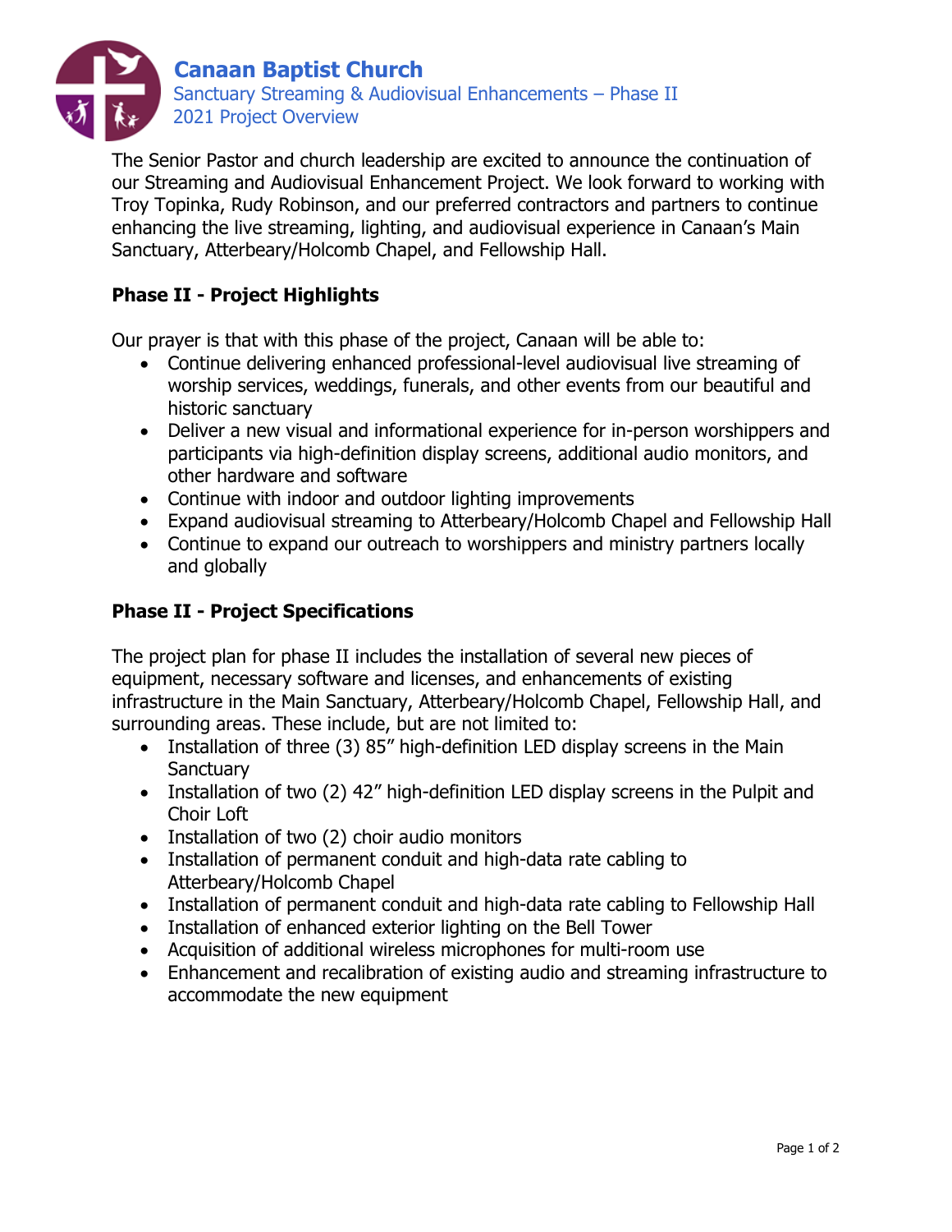# Canaan Baptist Church

Sanctuary Streaming & Audiovisual Enhancements – Phase II
2021 Project Overview

The Senior Pastor and church leadership are excited to announce the continuation of our Streaming and Audiovisual Enhancement Project. We look forward to working with Troy Topinka, Rudy Robinson, and our preferred contractors and partners to continue enhancing the live streaming, lighting, and audiovisual experience in Canaan's Main Sanctuary, Atterbeary/Holcomb Chapel, and Fellowship Hall.

## Phase II - Project Highlights

Our prayer is that with this phase of the project, Canaan will be able to:

- Continue delivering enhanced professional-level audiovisual live streaming of worship services, weddings, funerals, and other events from our beautiful and historic sanctuary
- Deliver a new visual and informational experience for in-person worshippers and participants via high-definition display screens, additional audio monitors, and other hardware and software
- Continue with indoor and outdoor lighting improvements
- Expand audiovisual streaming to Atterbeary/Holcomb Chapel and Fellowship Hall
- Continue to expand our outreach to worshippers and ministry partners locally and globally

## Phase II - Project Specifications

The project plan for phase II includes the installation of several new pieces of equipment, necessary software and licenses, and enhancements of existing infrastructure in the Main Sanctuary, Atterbeary/Holcomb Chapel, Fellowship Hall, and surrounding areas. These include, but are not limited to:

- Installation of three (3) 85" high-definition LED display screens in the Main Sanctuary
- Installation of two (2) 42" high-definition LED display screens in the Pulpit and Choir Loft
- Installation of two (2) choir audio monitors
- Installation of permanent conduit and high-data rate cabling to Atterbeary/Holcomb Chapel
- Installation of permanent conduit and high-data rate cabling to Fellowship Hall
- Installation of enhanced exterior lighting on the Bell Tower
- Acquisition of additional wireless microphones for multi-room use
- Enhancement and recalibration of existing audio and streaming infrastructure to accommodate the new equipment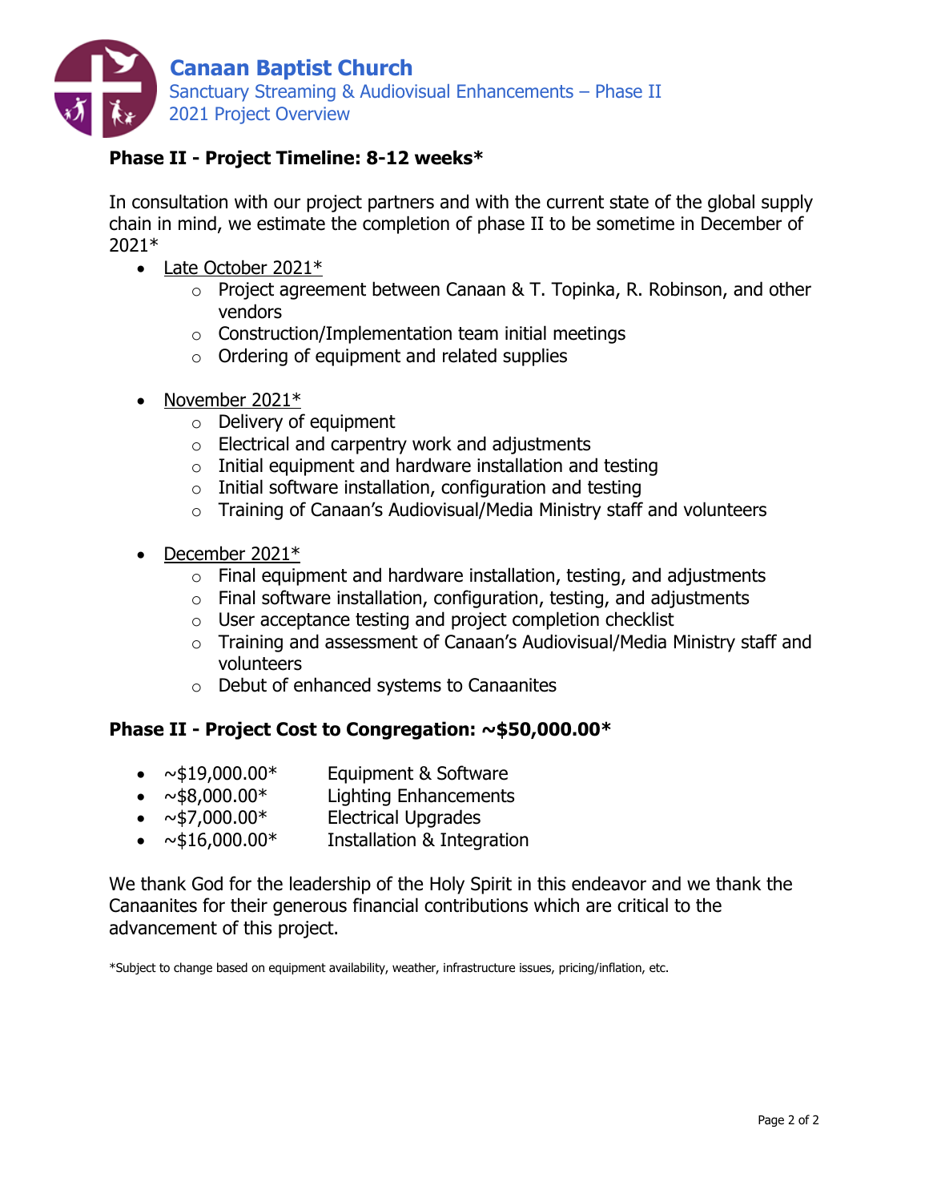**Canaan Baptist Church**
Sanctuary Streaming & Audiovisual Enhancements – Phase II
2021 Project Overview

## Phase II - Project Timeline: 8-12 weeks*

In consultation with our project partners and with the current state of the global supply chain in mind, we estimate the completion of phase II to be sometime in December of 2021*

- Late October 2021*
  - Project agreement between Canaan & T. Topinka, R. Robinson, and other vendors
  - Construction/Implementation team initial meetings
  - Ordering of equipment and related supplies

- November 2021*
  - Delivery of equipment
  - Electrical and carpentry work and adjustments
  - Initial equipment and hardware installation and testing
  - Initial software installation, configuration and testing
  - Training of Canaan's Audiovisual/Media Ministry staff and volunteers

- December 2021*
  - Final equipment and hardware installation, testing, and adjustments
  - Final software installation, configuration, testing, and adjustments
  - User acceptance testing and project completion checklist
  - Training and assessment of Canaan's Audiovisual/Media Ministry staff and volunteers
  - Debut of enhanced systems to Canaanites

## Phase II - Project Cost to Congregation: ~$50,000.00*

- ~$19,000.00* Equipment & Software
- ~$8,000.00* Lighting Enhancements
- ~$7,000.00* Electrical Upgrades
- ~$16,000.00* Installation & Integration

We thank God for the leadership of the Holy Spirit in this endeavor and we thank the Canaanites for their generous financial contributions which are critical to the advancement of this project.

*Subject to change based on equipment availability, weather, infrastructure issues, pricing/inflation, etc.